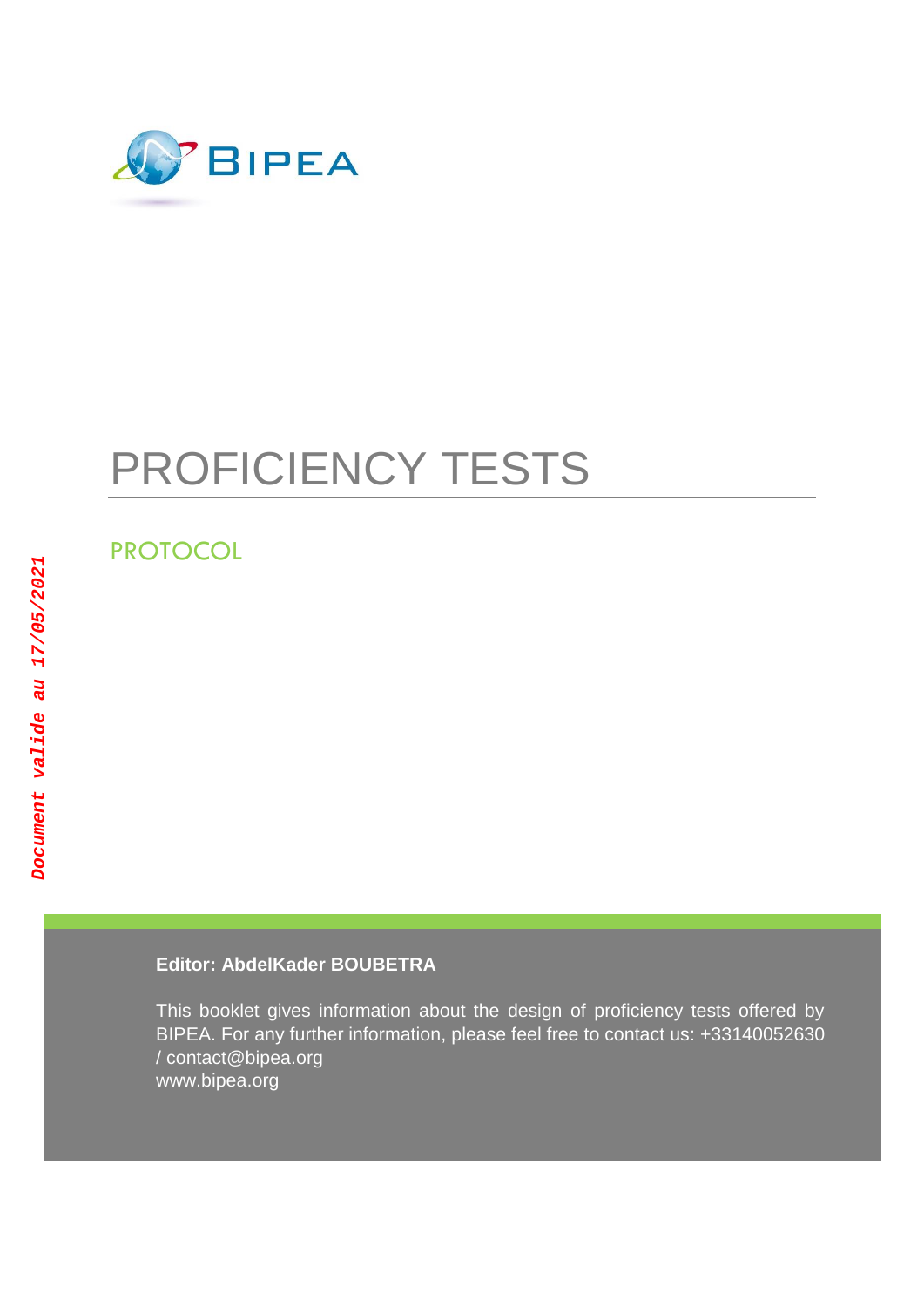BIPEA

# PROFICIENCY TESTS

## PROTOCOL

*Document valide au 17/05/2021*

**Editor: AbdelKader BOUBETRA**

This booklet gives information about the design of proficiency tests offered by BIPEA. For any further information, please feel free to contact us: +33140052630 / contact@bipea.org
www.bipea.org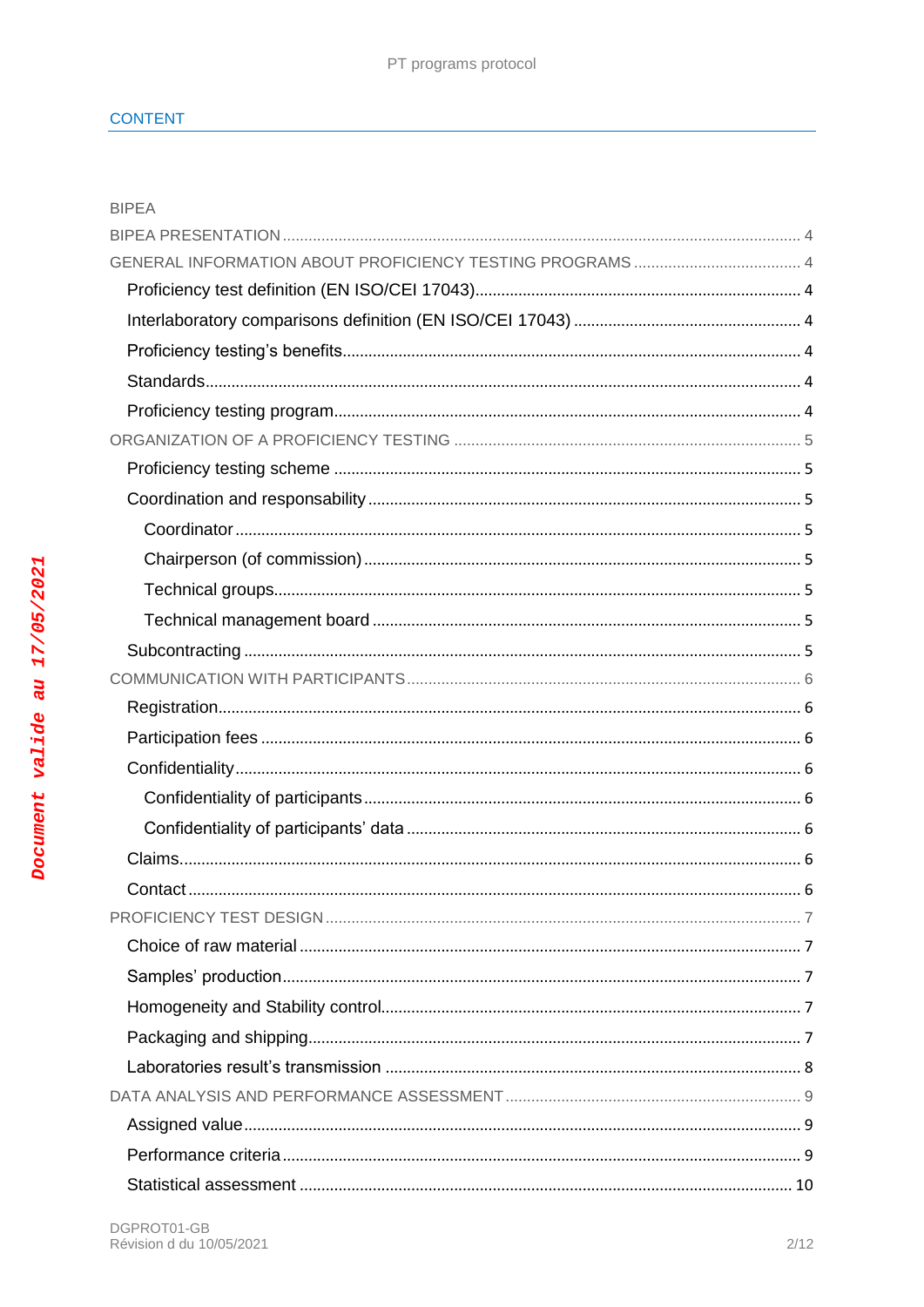## CONTENT

BIPEA

BIPEA PRESENTATION ........ 4

GENERAL INFORMATION ABOUT PROFICIENCY TESTING PROGRAMS ........ 4

- Proficiency test definition (EN ISO/CEI 17043) ........ 4
- Interlaboratory comparisons definition (EN ISO/CEI 17043) ........ 4
- Proficiency testing's benefits ........ 4
- Standards ........ 4
- Proficiency testing program ........ 4

ORGANIZATION OF A PROFICIENCY TESTING ........ 5

- Proficiency testing scheme ........ 5
- Coordination and responsability ........ 5
  - Coordinator ........ 5
  - Chairperson (of commission) ........ 5
  - Technical groups ........ 5
  - Technical management board ........ 5
- Subcontracting ........ 5

COMMUNICATION WITH PARTICIPANTS ........ 6

- Registration ........ 6
- Participation fees ........ 6
- Confidentiality ........ 6
  - Confidentiality of participants ........ 6
  - Confidentiality of participants' data ........ 6
- Claims ........ 6
- Contact ........ 6

PROFICIENCY TEST DESIGN ........ 7

- Choice of raw material ........ 7
- Samples' production ........ 7
- Homogeneity and Stability control ........ 7
- Packaging and shipping ........ 7
- Laboratories result's transmission ........ 8

DATA ANALYSIS AND PERFORMANCE ASSESSMENT ........ 9

- Assigned value ........ 9
- Performance criteria ........ 9
- Statistical assessment ........ 10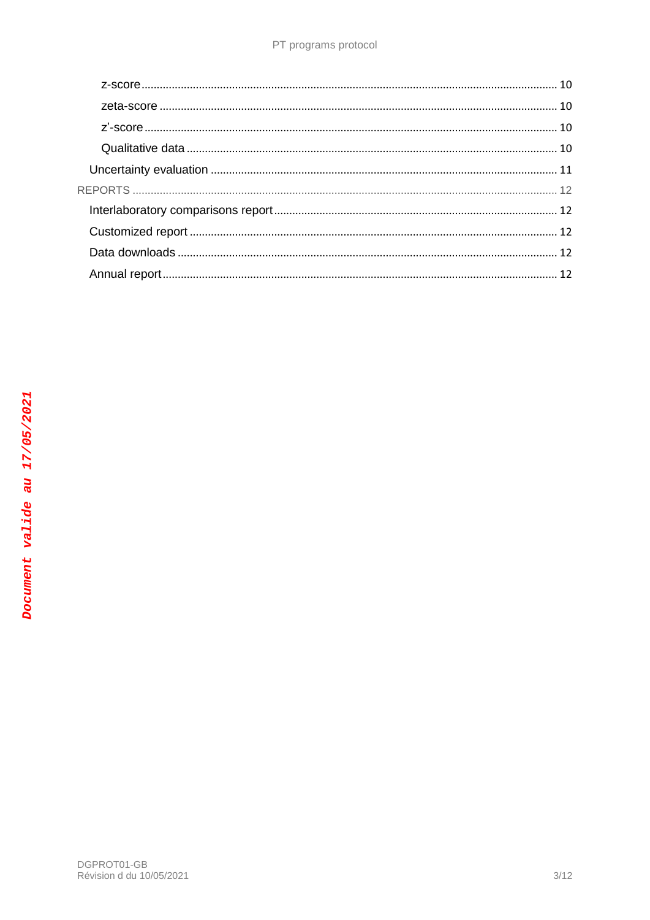z-score ........................................ 10

zeta-score ........................................ 10

z’-score ........................................ 10

Qualitative data ........................................ 10

Uncertainty evaluation ........................................ 11

REPORTS ........................................ 12

Interlaboratory comparisons report ........................................ 12

Customized report ........................................ 12

Data downloads ........................................ 12

Annual report ........................................ 12

*Document valide au 17/05/2021*

DGPROT01-GB
Révision d du 10/05/2021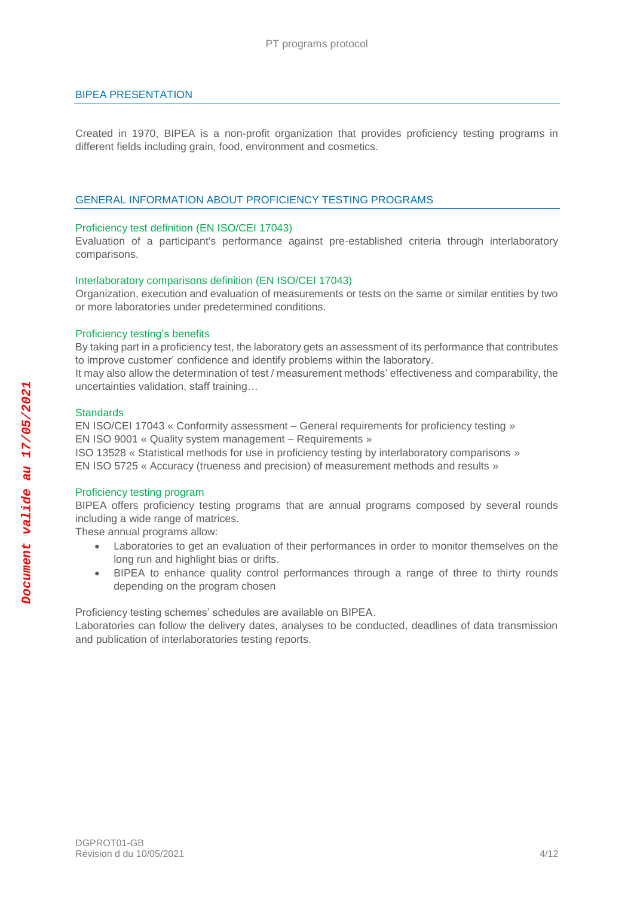## BIPEA PRESENTATION

Created in 1970, BIPEA is a non-profit organization that provides proficiency testing programs in different fields including grain, food, environment and cosmetics.

## GENERAL INFORMATION ABOUT PROFICIENCY TESTING PROGRAMS

### Proficiency test definition (EN ISO/CEI 17043)

Evaluation of a participant's performance against pre-established criteria through interlaboratory comparisons.

### Interlaboratory comparisons definition (EN ISO/CEI 17043)

Organization, execution and evaluation of measurements or tests on the same or similar entities by two or more laboratories under predetermined conditions.

### Proficiency testing's benefits

By taking part in a proficiency test, the laboratory gets an assessment of its performance that contributes to improve customer' confidence and identify problems within the laboratory.
It may also allow the determination of test / measurement methods' effectiveness and comparability, the uncertainties validation, staff training…

### Standards

EN ISO/CEI 17043 « Conformity assessment – General requirements for proficiency testing »
EN ISO 9001 « Quality system management – Requirements »
ISO 13528 « Statistical methods for use in proficiency testing by interlaboratory comparisons »
EN ISO 5725 « Accuracy (trueness and precision) of measurement methods and results »

### Proficiency testing program

BIPEA offers proficiency testing programs that are annual programs composed by several rounds including a wide range of matrices.
These annual programs allow:

- Laboratories to get an evaluation of their performances in order to monitor themselves on the long run and highlight bias or drifts.
- BIPEA to enhance quality control performances through a range of three to thirty rounds depending on the program chosen

Proficiency testing schemes' schedules are available on BIPEA.
Laboratories can follow the delivery dates, analyses to be conducted, deadlines of data transmission and publication of interlaboratories testing reports.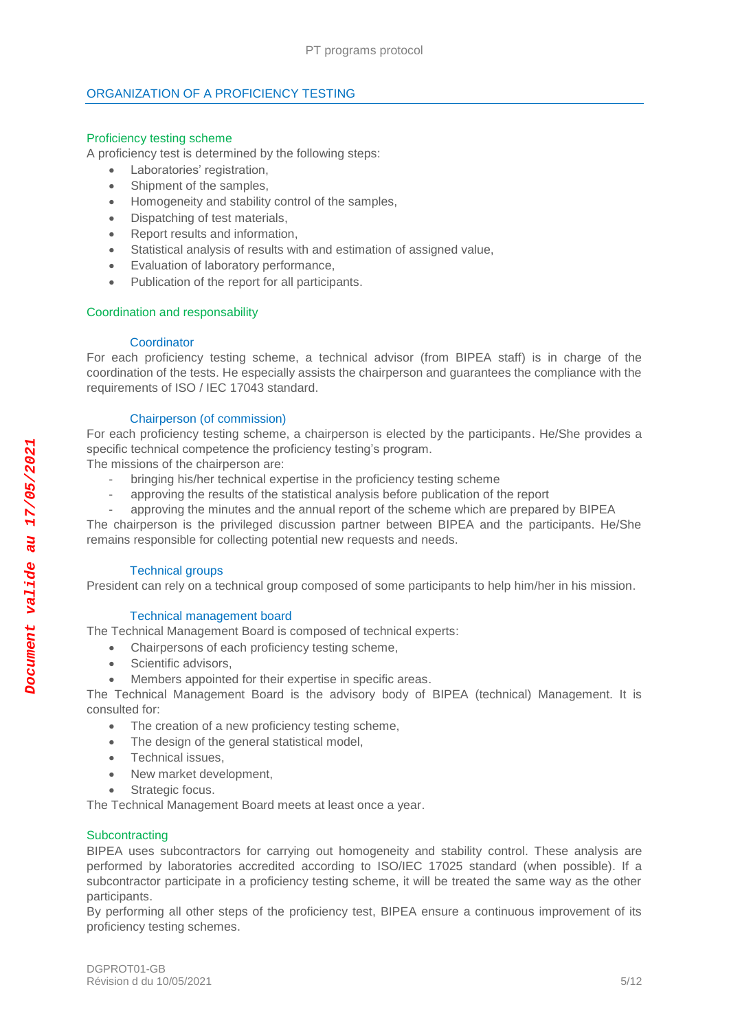## ORGANIZATION OF A PROFICIENCY TESTING

### Proficiency testing scheme

A proficiency test is determined by the following steps:

- Laboratories' registration,
- Shipment of the samples,
- Homogeneity and stability control of the samples,
- Dispatching of test materials,
- Report results and information,
- Statistical analysis of results with and estimation of assigned value,
- Evaluation of laboratory performance,
- Publication of the report for all participants.

### Coordination and responsability

#### Coordinator

For each proficiency testing scheme, a technical advisor (from BIPEA staff) is in charge of the coordination of the tests. He especially assists the chairperson and guarantees the compliance with the requirements of ISO / IEC 17043 standard.

#### Chairperson (of commission)

For each proficiency testing scheme, a chairperson is elected by the participants. He/She provides a specific technical competence the proficiency testing's program.

The missions of the chairperson are:

- bringing his/her technical expertise in the proficiency testing scheme
- approving the results of the statistical analysis before publication of the report
- approving the minutes and the annual report of the scheme which are prepared by BIPEA

The chairperson is the privileged discussion partner between BIPEA and the participants. He/She remains responsible for collecting potential new requests and needs.

#### Technical groups

President can rely on a technical group composed of some participants to help him/her in his mission.

#### Technical management board

The Technical Management Board is composed of technical experts:

- Chairpersons of each proficiency testing scheme,
- Scientific advisors,
- Members appointed for their expertise in specific areas.

The Technical Management Board is the advisory body of BIPEA (technical) Management. It is consulted for:

- The creation of a new proficiency testing scheme,
- The design of the general statistical model,
- Technical issues,
- New market development,
- Strategic focus.

The Technical Management Board meets at least once a year.

### Subcontracting

BIPEA uses subcontractors for carrying out homogeneity and stability control. These analysis are performed by laboratories accredited according to ISO/IEC 17025 standard (when possible). If a subcontractor participate in a proficiency testing scheme, it will be treated the same way as the other participants.

By performing all other steps of the proficiency test, BIPEA ensure a continuous improvement of its proficiency testing schemes.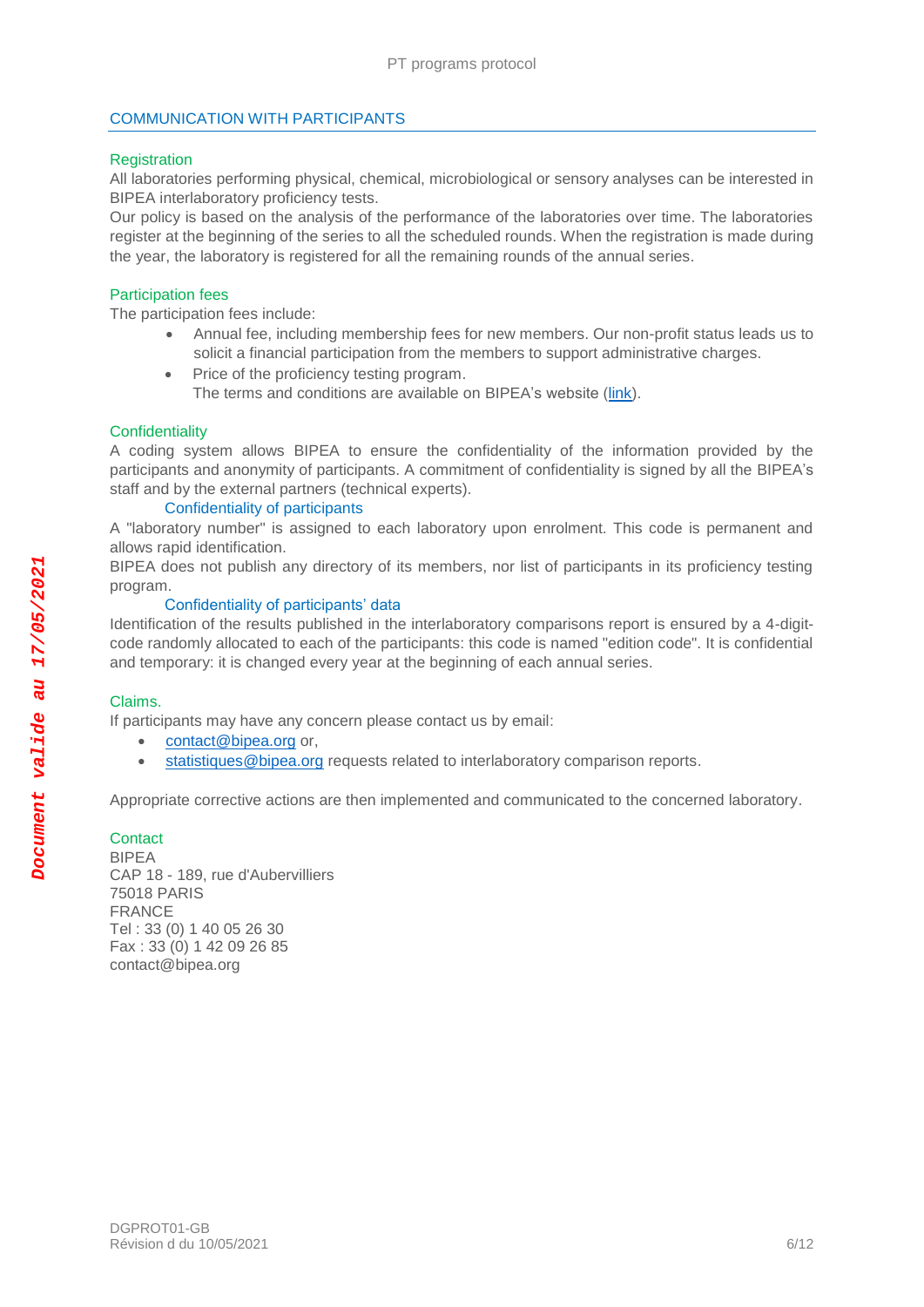## COMMUNICATION WITH PARTICIPANTS

### Registration

All laboratories performing physical, chemical, microbiological or sensory analyses can be interested in BIPEA interlaboratory proficiency tests.

Our policy is based on the analysis of the performance of the laboratories over time. The laboratories register at the beginning of the series to all the scheduled rounds. When the registration is made during the year, the laboratory is registered for all the remaining rounds of the annual series.

### Participation fees

The participation fees include:

- Annual fee, including membership fees for new members. Our non-profit status leads us to solicit a financial participation from the members to support administrative charges.
- Price of the proficiency testing program.
  The terms and conditions are available on BIPEA's website (link).

### Confidentiality

A coding system allows BIPEA to ensure the confidentiality of the information provided by the participants and anonymity of participants. A commitment of confidentiality is signed by all the BIPEA's staff and by the external partners (technical experts).

#### Confidentiality of participants

A "laboratory number" is assigned to each laboratory upon enrolment. This code is permanent and allows rapid identification.

BIPEA does not publish any directory of its members, nor list of participants in its proficiency testing program.

#### Confidentiality of participants' data

Identification of the results published in the interlaboratory comparisons report is ensured by a 4-digit-code randomly allocated to each of the participants: this code is named "edition code". It is confidential and temporary: it is changed every year at the beginning of each annual series.

### Claims.

If participants may have any concern please contact us by email:

- contact@bipea.org or,
- statistiques@bipea.org requests related to interlaboratory comparison reports.

Appropriate corrective actions are then implemented and communicated to the concerned laboratory.

### Contact

BIPEA
CAP 18 - 189, rue d'Aubervilliers
75018 PARIS
FRANCE
Tel : 33 (0) 1 40 05 26 30
Fax : 33 (0) 1 42 09 26 85
contact@bipea.org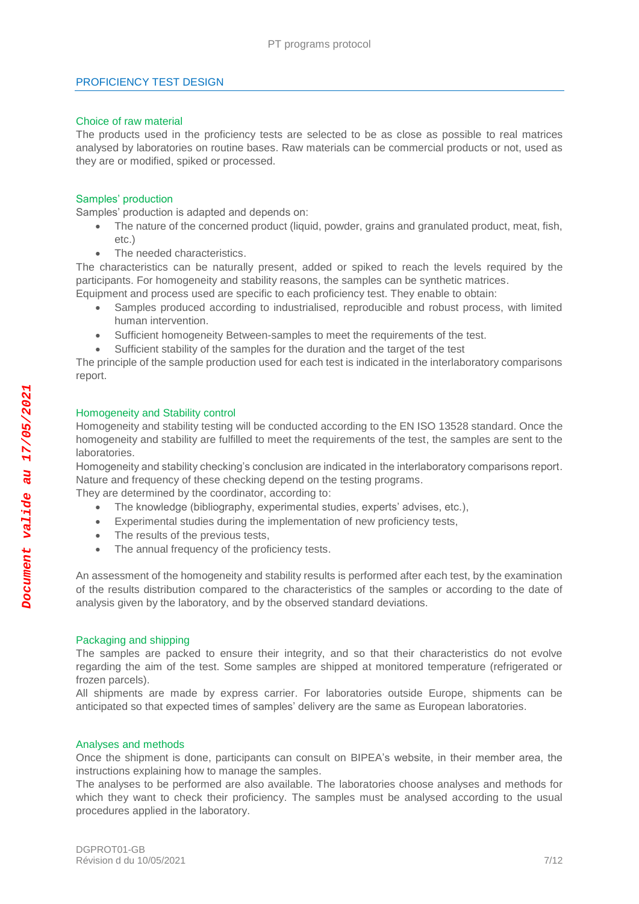## PROFICIENCY TEST DESIGN

### Choice of raw material

The products used in the proficiency tests are selected to be as close as possible to real matrices analysed by laboratories on routine bases. Raw materials can be commercial products or not, used as they are or modified, spiked or processed.

### Samples' production

Samples' production is adapted and depends on:

- The nature of the concerned product (liquid, powder, grains and granulated product, meat, fish, etc.)
- The needed characteristics.

The characteristics can be naturally present, added or spiked to reach the levels required by the participants. For homogeneity and stability reasons, the samples can be synthetic matrices.

Equipment and process used are specific to each proficiency test. They enable to obtain:

- Samples produced according to industrialised, reproducible and robust process, with limited human intervention.
- Sufficient homogeneity Between-samples to meet the requirements of the test.
- Sufficient stability of the samples for the duration and the target of the test

The principle of the sample production used for each test is indicated in the interlaboratory comparisons report.

### Homogeneity and Stability control

Homogeneity and stability testing will be conducted according to the EN ISO 13528 standard. Once the homogeneity and stability are fulfilled to meet the requirements of the test, the samples are sent to the laboratories.

Homogeneity and stability checking's conclusion are indicated in the interlaboratory comparisons report.
Nature and frequency of these checking depend on the testing programs.
They are determined by the coordinator, according to:

- The knowledge (bibliography, experimental studies, experts' advises, etc.),
- Experimental studies during the implementation of new proficiency tests,
- The results of the previous tests,
- The annual frequency of the proficiency tests.

An assessment of the homogeneity and stability results is performed after each test, by the examination of the results distribution compared to the characteristics of the samples or according to the date of analysis given by the laboratory, and by the observed standard deviations.

### Packaging and shipping

The samples are packed to ensure their integrity, and so that their characteristics do not evolve regarding the aim of the test. Some samples are shipped at monitored temperature (refrigerated or frozen parcels).

All shipments are made by express carrier. For laboratories outside Europe, shipments can be anticipated so that expected times of samples' delivery are the same as European laboratories.

### Analyses and methods

Once the shipment is done, participants can consult on BIPEA's website, in their member area, the instructions explaining how to manage the samples.

The analyses to be performed are also available. The laboratories choose analyses and methods for which they want to check their proficiency. The samples must be analysed according to the usual procedures applied in the laboratory.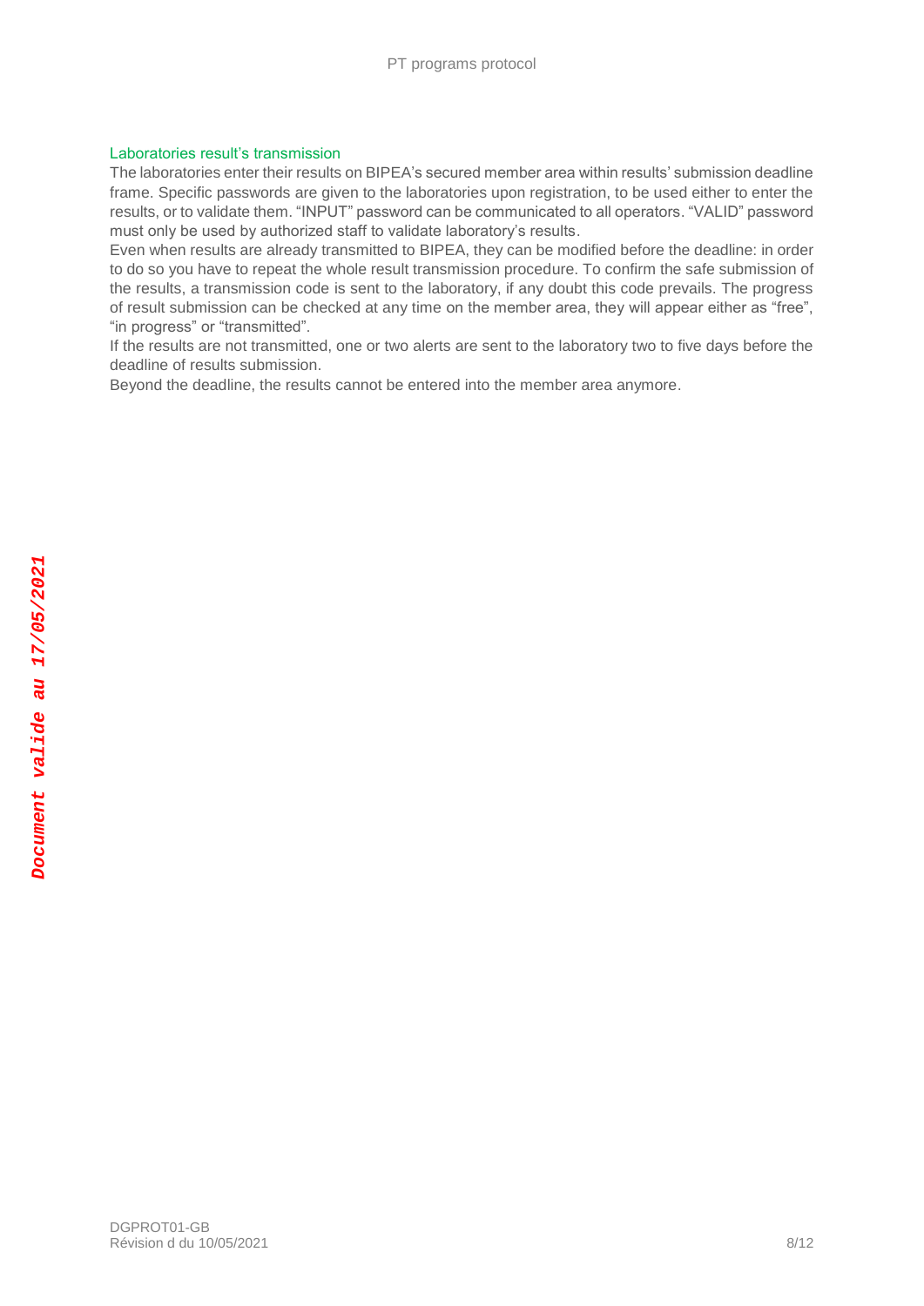### Laboratories result's transmission

The laboratories enter their results on BIPEA's secured member area within results' submission deadline frame. Specific passwords are given to the laboratories upon registration, to be used either to enter the results, or to validate them. "INPUT" password can be communicated to all operators. "VALID" password must only be used by authorized staff to validate laboratory's results.

Even when results are already transmitted to BIPEA, they can be modified before the deadline: in order to do so you have to repeat the whole result transmission procedure. To confirm the safe submission of the results, a transmission code is sent to the laboratory, if any doubt this code prevails. The progress of result submission can be checked at any time on the member area, they will appear either as "free", "in progress" or "transmitted".

If the results are not transmitted, one or two alerts are sent to the laboratory two to five days before the deadline of results submission.

Beyond the deadline, the results cannot be entered into the member area anymore.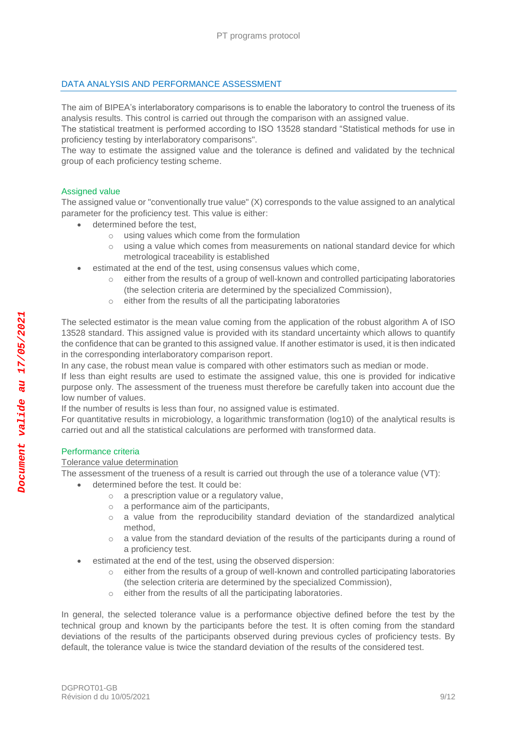## DATA ANALYSIS AND PERFORMANCE ASSESSMENT

The aim of BIPEA's interlaboratory comparisons is to enable the laboratory to control the trueness of its analysis results. This control is carried out through the comparison with an assigned value.
The statistical treatment is performed according to ISO 13528 standard "Statistical methods for use in proficiency testing by interlaboratory comparisons".
The way to estimate the assigned value and the tolerance is defined and validated by the technical group of each proficiency testing scheme.

### Assigned value

The assigned value or "conventionally true value" (X) corresponds to the value assigned to an analytical parameter for the proficiency test. This value is either:

- determined before the test,
  - using values which come from the formulation
  - using a value which comes from measurements on national standard device for which metrological traceability is established
- estimated at the end of the test, using consensus values which come,
  - either from the results of a group of well-known and controlled participating laboratories (the selection criteria are determined by the specialized Commission),
  - either from the results of all the participating laboratories

The selected estimator is the mean value coming from the application of the robust algorithm A of ISO 13528 standard. This assigned value is provided with its standard uncertainty which allows to quantify the confidence that can be granted to this assigned value. If another estimator is used, it is then indicated in the corresponding interlaboratory comparison report.
In any case, the robust mean value is compared with other estimators such as median or mode.
If less than eight results are used to estimate the assigned value, this one is provided for indicative purpose only. The assessment of the trueness must therefore be carefully taken into account due the low number of values.
If the number of results is less than four, no assigned value is estimated.
For quantitative results in microbiology, a logarithmic transformation (log10) of the analytical results is carried out and all the statistical calculations are performed with transformed data.

### Performance criteria

#### Tolerance value determination

The assessment of the trueness of a result is carried out through the use of a tolerance value (VT):

- determined before the test. It could be:
  - a prescription value or a regulatory value,
  - a performance aim of the participants,
  - a value from the reproducibility standard deviation of the standardized analytical method,
  - a value from the standard deviation of the results of the participants during a round of a proficiency test.
- estimated at the end of the test, using the observed dispersion:
  - either from the results of a group of well-known and controlled participating laboratories (the selection criteria are determined by the specialized Commission),
  - either from the results of all the participating laboratories.

In general, the selected tolerance value is a performance objective defined before the test by the technical group and known by the participants before the test. It is often coming from the standard deviations of the results of the participants observed during previous cycles of proficiency tests. By default, the tolerance value is twice the standard deviation of the results of the considered test.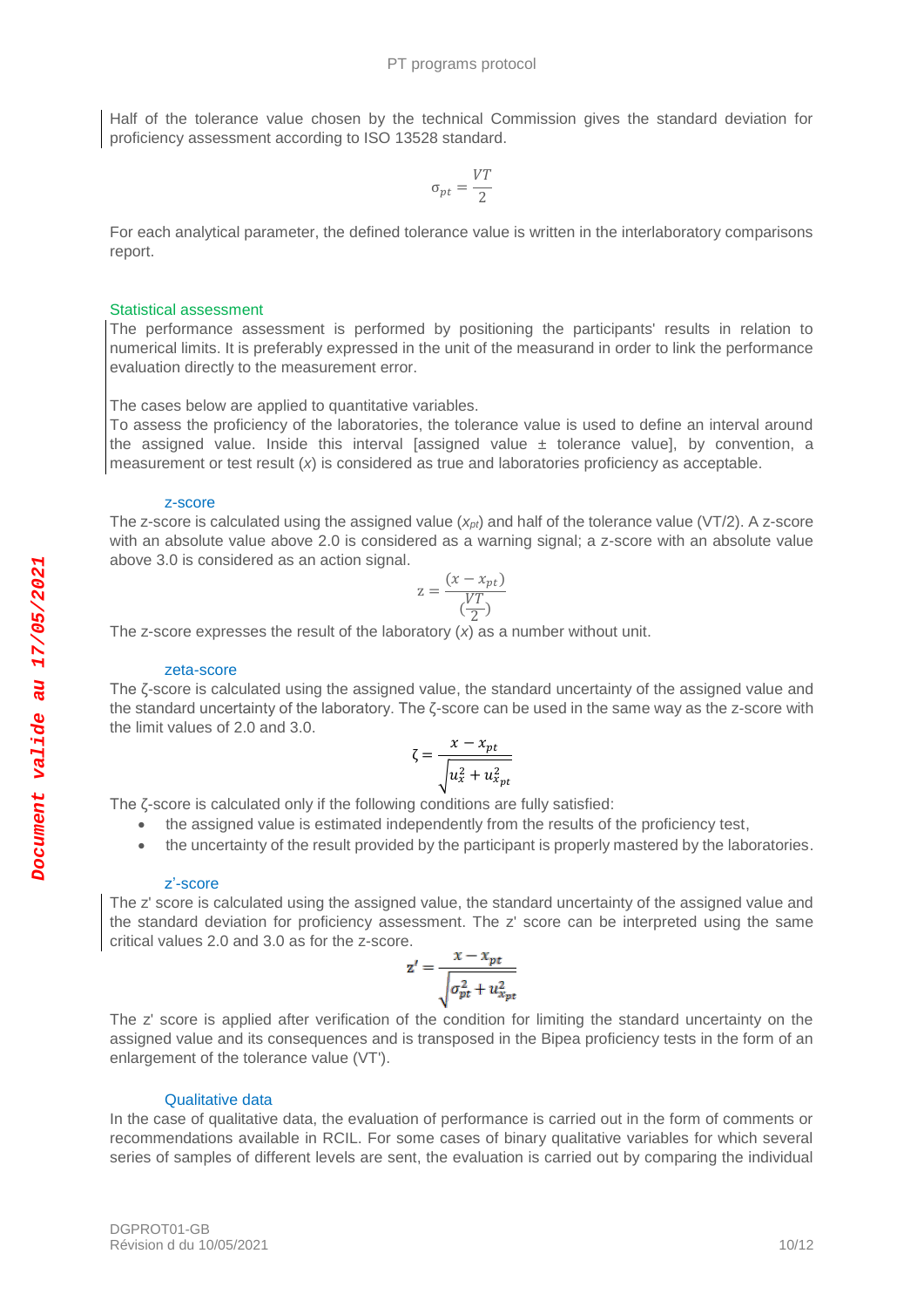Half of the tolerance value chosen by the technical Commission gives the standard deviation for proficiency assessment according to ISO 13528 standard.

$$\sigma_{pt} = \frac{VT}{2}$$

For each analytical parameter, the defined tolerance value is written in the interlaboratory comparisons report.

## Statistical assessment

The performance assessment is performed by positioning the participants' results in relation to numerical limits. It is preferably expressed in the unit of the measurand in order to link the performance evaluation directly to the measurement error.

The cases below are applied to quantitative variables.
To assess the proficiency of the laboratories, the tolerance value is used to define an interval around the assigned value. Inside this interval [assigned value ± tolerance value], by convention, a measurement or test result ($x$) is considered as true and laboratories proficiency as acceptable.

### z-score

The z-score is calculated using the assigned value ($x_{pt}$) and half of the tolerance value (VT/2). A z-score with an absolute value above 2.0 is considered as a warning signal; a z-score with an absolute value above 3.0 is considered as an action signal.

$$z = \frac{(x - x_{pt})}{(\frac{VT}{2})}$$

The z-score expresses the result of the laboratory ($x$) as a number without unit.

### zeta-score

The ζ-score is calculated using the assigned value, the standard uncertainty of the assigned value and the standard uncertainty of the laboratory. The ζ-score can be used in the same way as the z-score with the limit values of 2.0 and 3.0.

$$\zeta = \frac{x - x_{pt}}{\sqrt{u_x^2 + u_{x_{pt}}^2}}$$

The ζ-score is calculated only if the following conditions are fully satisfied:

- the assigned value is estimated independently from the results of the proficiency test,
- the uncertainty of the result provided by the participant is properly mastered by the laboratories.

### z'-score

The z' score is calculated using the assigned value, the standard uncertainty of the assigned value and the standard deviation for proficiency assessment. The z' score can be interpreted using the same critical values 2.0 and 3.0 as for the z-score.

$$z' = \frac{x - x_{pt}}{\sqrt{\sigma_{pt}^2 + u_{x_{pt}}^2}}$$

The z' score is applied after verification of the condition for limiting the standard uncertainty on the assigned value and its consequences and is transposed in the Bipea proficiency tests in the form of an enlargement of the tolerance value (VT').

### Qualitative data

In the case of qualitative data, the evaluation of performance is carried out in the form of comments or recommendations available in RCIL. For some cases of binary qualitative variables for which several series of samples of different levels are sent, the evaluation is carried out by comparing the individual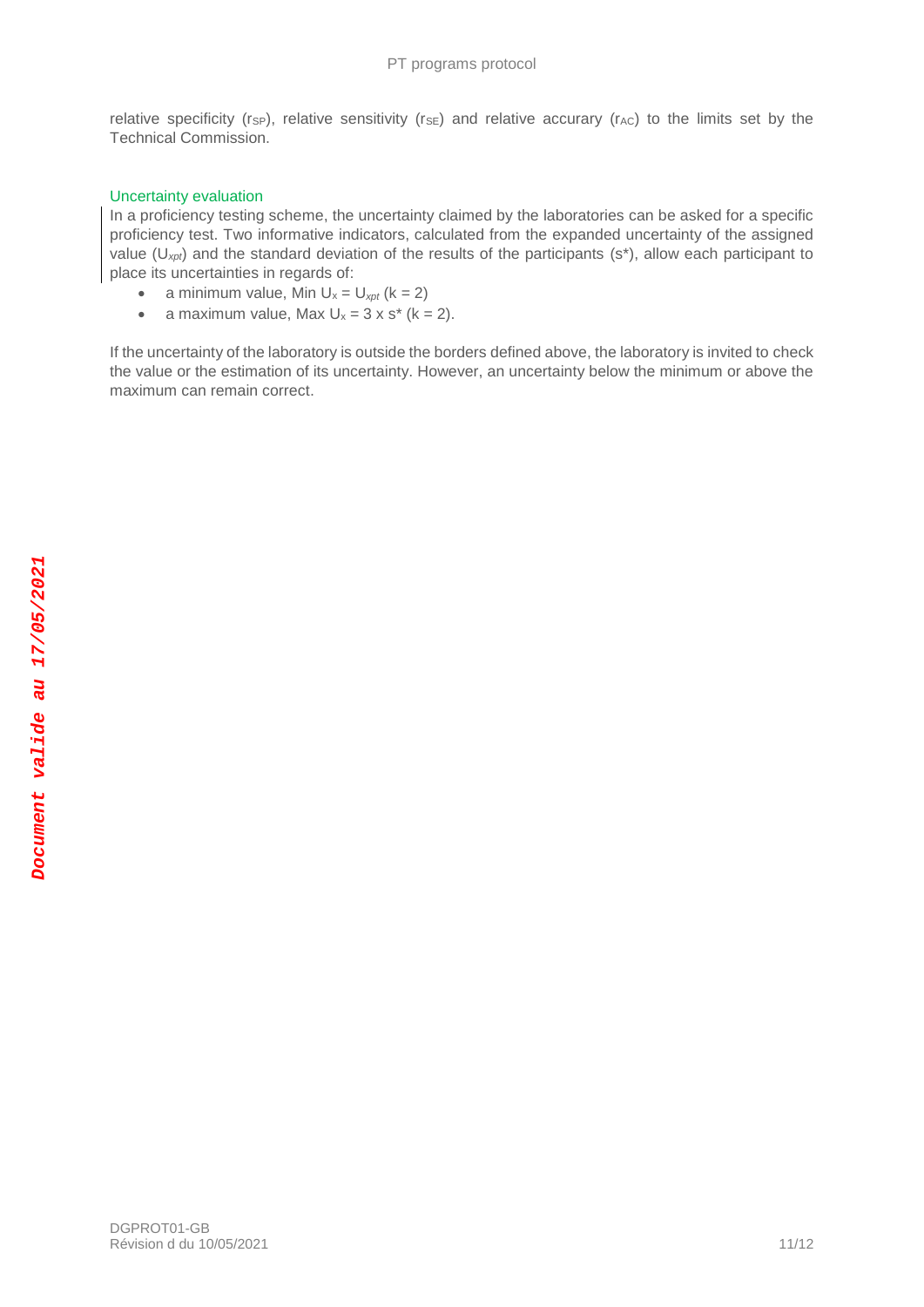relative specificity ($r_{SP}$), relative sensitivity ($r_{SE}$) and relative accurary ($r_{AC}$) to the limits set by the Technical Commission.

### Uncertainty evaluation

In a proficiency testing scheme, the uncertainty claimed by the laboratories can be asked for a specific proficiency test. Two informative indicators, calculated from the expanded uncertainty of the assigned value ($U_{xpt}$) and the standard deviation of the results of the participants (s*), allow each participant to place its uncertainties in regards of:

- a minimum value, Min $U_x = U_{xpt}$ (k = 2)
- a maximum value, Max $U_x = 3 \times s^*$ (k = 2).

If the uncertainty of the laboratory is outside the borders defined above, the laboratory is invited to check the value or the estimation of its uncertainty. However, an uncertainty below the minimum or above the maximum can remain correct.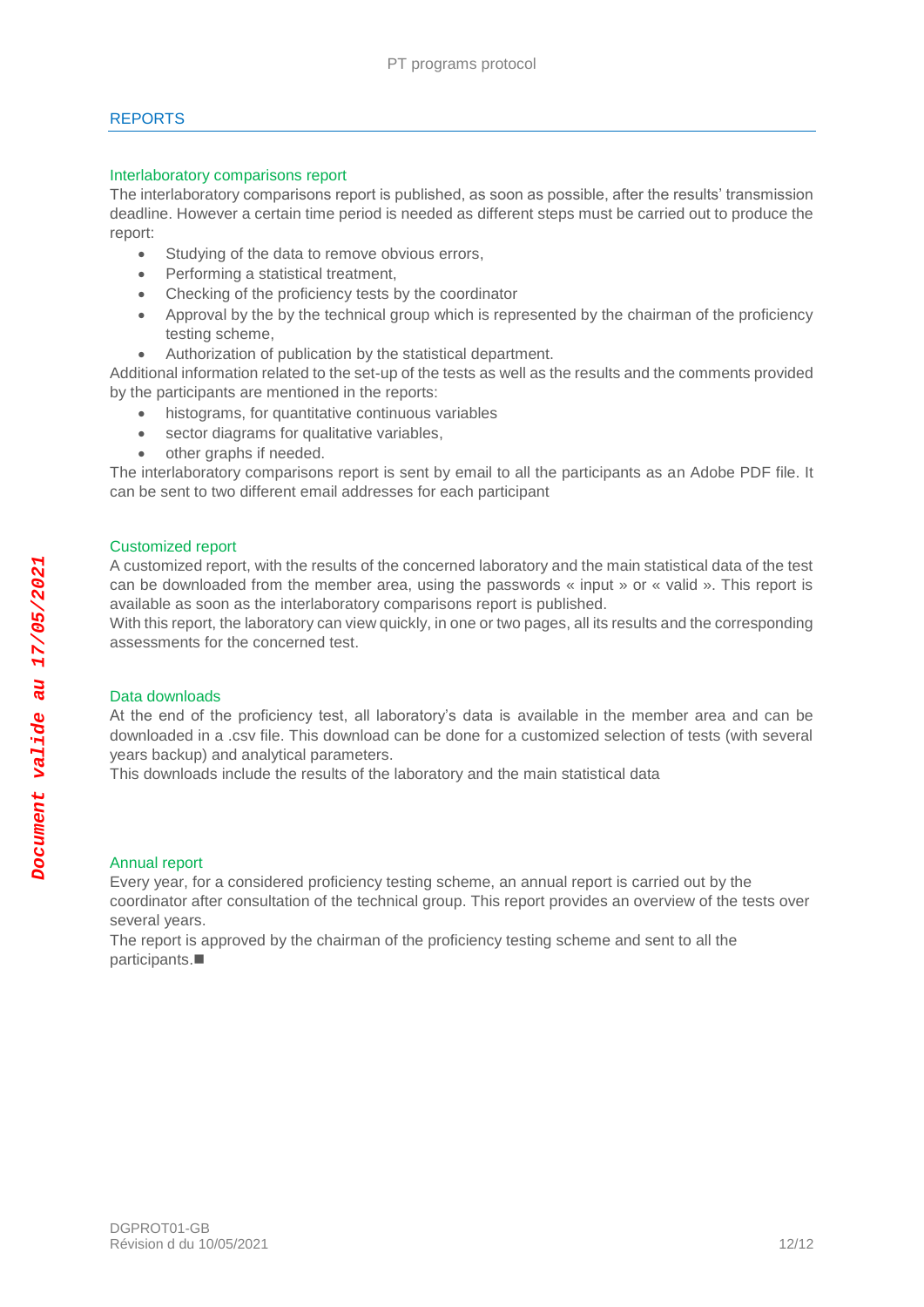## REPORTS

### Interlaboratory comparisons report

The interlaboratory comparisons report is published, as soon as possible, after the results' transmission deadline. However a certain time period is needed as different steps must be carried out to produce the report:

- Studying of the data to remove obvious errors,
- Performing a statistical treatment,
- Checking of the proficiency tests by the coordinator
- Approval by the by the technical group which is represented by the chairman of the proficiency testing scheme,
- Authorization of publication by the statistical department.

Additional information related to the set-up of the tests as well as the results and the comments provided by the participants are mentioned in the reports:

- histograms, for quantitative continuous variables
- sector diagrams for qualitative variables,
- other graphs if needed.

The interlaboratory comparisons report is sent by email to all the participants as an Adobe PDF file. It can be sent to two different email addresses for each participant

### Customized report

A customized report, with the results of the concerned laboratory and the main statistical data of the test can be downloaded from the member area, using the passwords « input » or « valid ». This report is available as soon as the interlaboratory comparisons report is published.

With this report, the laboratory can view quickly, in one or two pages, all its results and the corresponding assessments for the concerned test.

### Data downloads

At the end of the proficiency test, all laboratory's data is available in the member area and can be downloaded in a .csv file. This download can be done for a customized selection of tests (with several years backup) and analytical parameters.

This downloads include the results of the laboratory and the main statistical data

### Annual report

Every year, for a considered proficiency testing scheme, an annual report is carried out by the coordinator after consultation of the technical group. This report provides an overview of the tests over several years.

The report is approved by the chairman of the proficiency testing scheme and sent to all the participants.■